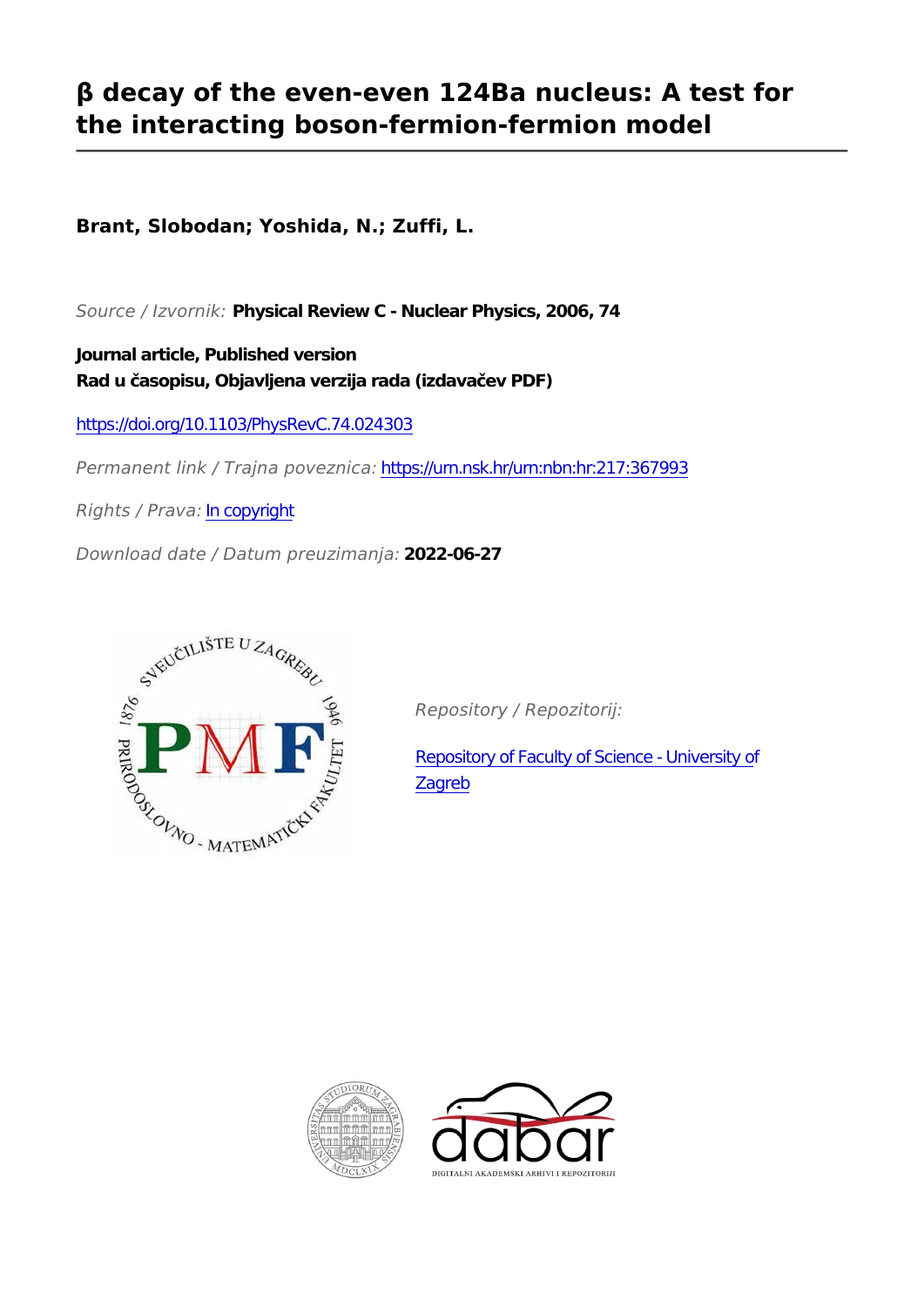# β decay of the even-even 124Ba nucleus: A test for the interacting boson-fermion-fermion model

**Brant, Slobodan; Yoshida, N.; Zuffi, L.**

*Source / Izvornik:* **Physical Review C - Nuclear Physics, 2006, 74**

**Journal article, Published version**
**Rad u časopisu, Objavljena verzija rada (izdavačev PDF)**

https://doi.org/10.1103/PhysRevC.74.024303

*Permanent link / Trajna poveznica:* https://urn.nsk.hr/urn:nbn:hr:217:367993

*Rights / Prava:* In copyright

*Download date / Datum preuzimanja:* **2022-06-27**

*Repository / Repozitorij:*

Repository of Faculty of Science - University of Zagreb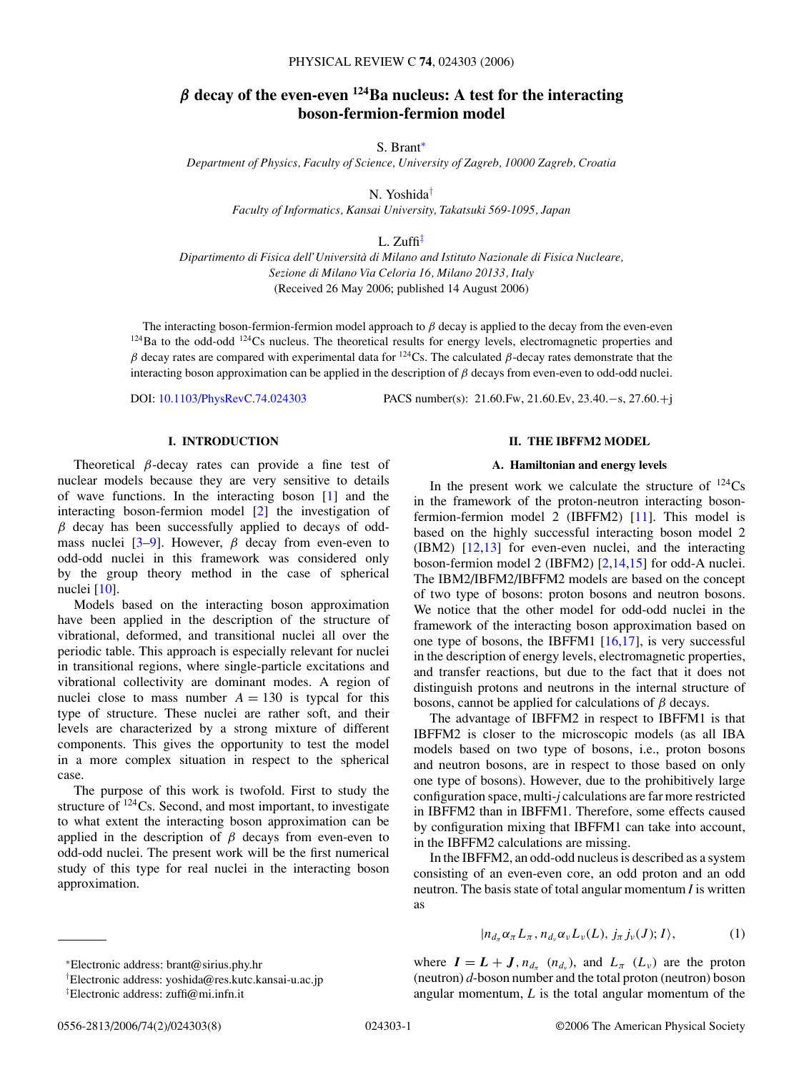# $\beta$ decay of the even-even $^{124}$Ba nucleus: A test for the interacting boson-fermion-fermion model

S. Brant[*]

*Department of Physics, Faculty of Science, University of Zagreb, 10000 Zagreb, Croatia*

N. Yoshida[†]

*Faculty of Informatics, Kansai University, Takatsuki 569-1095, Japan*

L. Zuffi[‡]

*Dipartimento di Fisica dell' Università di Milano and Istituto Nazionale di Fisica Nucleare, Sezione di Milano Via Celoria 16, Milano 20133, Italy*

(Received 26 May 2006; published 14 August 2006)

The interacting boson-fermion-fermion model approach to $\beta$ decay is applied to the decay from the even-even $^{124}$Ba to the odd-odd $^{124}$Cs nucleus. The theoretical results for energy levels, electromagnetic properties and $\beta$ decay rates are compared with experimental data for $^{124}$Cs. The calculated $\beta$-decay rates demonstrate that the interacting boson approximation can be applied in the description of $\beta$ decays from even-even to odd-odd nuclei.

DOI: 10.1103/PhysRevC.74.024303 PACS number(s): 21.60.Fw, 21.60.Ev, 23.40.−s, 27.60.+j

## I. INTRODUCTION

Theoretical $\beta$-decay rates can provide a fine test of nuclear models because they are very sensitive to details of wave functions. In the interacting boson [1] and the interacting boson-fermion model [2] the investigation of $\beta$ decay has been successfully applied to decays of odd-mass nuclei [3–9]. However, $\beta$ decay from even-even to odd-odd nuclei in this framework was considered only by the group theory method in the case of spherical nuclei [10].

Models based on the interacting boson approximation have been applied in the description of the structure of vibrational, deformed, and transitional nuclei all over the periodic table. This approach is especially relevant for nuclei in transitional regions, where single-particle excitations and vibrational collectivity are dominant modes. A region of nuclei close to mass number $A = 130$ is typcal for this type of structure. These nuclei are rather soft, and their levels are characterized by a strong mixture of different components. This gives the opportunity to test the model in a more complex situation in respect to the spherical case.

The purpose of this work is twofold. First to study the structure of $^{124}$Cs. Second, and most important, to investigate to what extent the interacting boson approximation can be applied in the description of $\beta$ decays from even-even to odd-odd nuclei. The present work will be the first numerical study of this type for real nuclei in the interacting boson approximation.

## II. THE IBFFM2 MODEL

### A. Hamiltonian and energy levels

In the present work we calculate the structure of $^{124}$Cs in the framework of the proton-neutron interacting boson-fermion-fermion model 2 (IBFFM2) [11]. This model is based on the highly successful interacting boson model 2 (IBM2) [12,13] for even-even nuclei, and the interacting boson-fermion model 2 (IBFM2) [2,14,15] for odd-A nuclei. The IBM2/IBFM2/IBFFM2 models are based on the concept of two type of bosons: proton bosons and neutron bosons. We notice that the other model for odd-odd nuclei in the framework of the interacting boson approximation based on one type of bosons, the IBFFM1 [16,17], is very successful in the description of energy levels, electromagnetic properties, and transfer reactions, but due to the fact that it does not distinguish protons and neutrons in the internal structure of bosons, cannot be applied for calculations of $\beta$ decays.

The advantage of IBFFM2 in respect to IBFFM1 is that IBFFM2 is closer to the microscopic models (as all IBA models based on two type of bosons, i.e., proton bosons and neutron bosons, are in respect to those based on only one type of bosons). However, due to the prohibitively large configuration space, multi-$j$ calculations are far more restricted in IBFFM2 than in IBFFM1. Therefore, some effects caused by configuration mixing that IBFFM1 can take into account, in the IBFFM2 calculations are missing.

In the IBFFM2, an odd-odd nucleus is described as a system consisting of an even-even core, an odd proton and an odd neutron. The basis state of total angular momentum $I$ is written as

$$|n_{d_\pi}\alpha_\pi L_\pi, n_{d_\nu}\alpha_\nu L_\nu(L), j_\pi\, j_\nu(J); I\rangle, \tag{1}$$

where $\boldsymbol{I} = \boldsymbol{L} + \boldsymbol{J}$, $n_{d_\pi}$ ($n_{d_\nu}$), and $L_\pi$ ($L_\nu$) are the proton (neutron) $d$-boson number and the total proton (neutron) boson angular momentum, $L$ is the total angular momentum of the

---

[*]Electronic address: brant@sirius.phy.hr

[†]Electronic address: yoshida@res.kutc.kansai-u.ac.jp

[‡]Electronic address: zuffi@mi.infn.it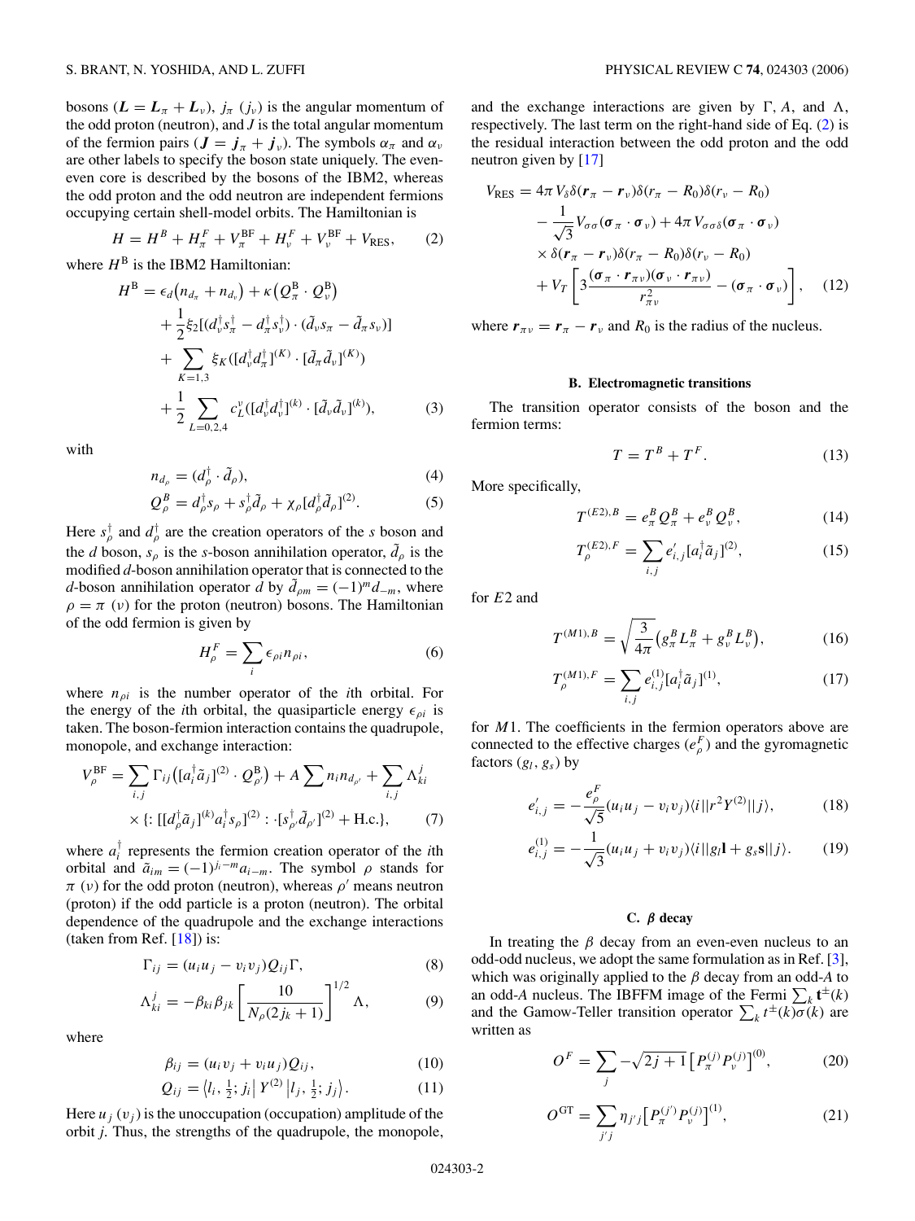bosons ($\boldsymbol{L} = \boldsymbol{L}_\pi + \boldsymbol{L}_\nu$), $j_\pi$ ($j_\nu$) is the angular momentum of the odd proton (neutron), and $J$ is the total angular momentum of the fermion pairs ($\boldsymbol{J} = \boldsymbol{j}_\pi + \boldsymbol{j}_\nu$). The symbols $\alpha_\pi$ and $\alpha_\nu$ are other labels to specify the boson state uniquely. The even-even core is described by the bosons of the IBM2, whereas the odd proton and the odd neutron are independent fermions occupying certain shell-model orbits. The Hamiltonian is

$$H = H^B + H_\pi^F + V_\pi^{\rm BF} + H_\nu^F + V_\nu^{\rm BF} + V_{\rm RES}, \tag{2}$$

where $H^{\rm B}$ is the IBM2 Hamiltonian:

$$\begin{aligned} H^{\rm B} =\, & \epsilon_d\left(n_{d_\pi} + n_{d_\nu}\right) + \kappa\left(Q_\pi^{\rm B} \cdot Q_\nu^{\rm B}\right) \\ & + \frac{1}{2}\xi_2[(d_\nu^\dagger s_\pi^\dagger - d_\pi^\dagger s_\nu^\dagger)\cdot(\tilde{d}_\nu s_\pi - \tilde{d}_\pi s_\nu)] \\ & + \sum_{K=1,3}\xi_K([d_\nu^\dagger d_\pi^\dagger]^{(K)}\cdot[\tilde{d}_\pi \tilde{d}_\nu]^{(K)}) \\ & + \frac{1}{2}\sum_{L=0,2,4} c_L^\nu([d_\nu^\dagger d_\nu^\dagger]^{(k)}\cdot[\tilde{d}_\nu \tilde{d}_\nu]^{(k)}), \end{aligned} \tag{3}$$

with

$$n_{d_\rho} = (d_\rho^\dagger \cdot \tilde{d}_\rho), \tag{4}$$

$$Q_\rho^B = d_\rho^\dagger s_\rho + s_\rho^\dagger \tilde{d}_\rho + \chi_\rho [d_\rho^\dagger \tilde{d}_\rho]^{(2)}. \tag{5}$$

Here $s_\rho^\dagger$ and $d_\rho^\dagger$ are the creation operators of the $s$ boson and the $d$ boson, $s_\rho$ is the $s$-boson annihilation operator, $\tilde{d}_\rho$ is the modified $d$-boson annihilation operator that is connected to the $d$-boson annihilation operator $d$ by $\tilde{d}_{\rho m} = (-1)^m d_{-m}$, where $\rho = \pi$ ($\nu$) for the proton (neutron) bosons. The Hamiltonian of the odd fermion is given by

$$H_\rho^F = \sum_i \epsilon_{\rho i} n_{\rho i}, \tag{6}$$

where $n_{\rho i}$ is the number operator of the $i$th orbital. For the energy of the $i$th orbital, the quasiparticle energy $\epsilon_{\rho i}$ is taken. The boson-fermion interaction contains the quadrupole, monopole, and exchange interaction:

$$\begin{aligned} V_\rho^{\rm BF} =\, & \sum_{i,j}\Gamma_{ij}\left([a_i^\dagger \tilde{a}_j]^{(2)}\cdot Q_{\rho'}^{\rm B}\right) + A\sum n_i n_{d_{\rho'}} + \sum_{i,j}\Lambda_{ki}^j \\ & \times \{: [[d_\rho^\dagger \tilde{a}_j]^{(k)} a_i^\dagger s_\rho]^{(2)} : \cdot [s_{\rho'}^\dagger \tilde{d}_{\rho'}]^{(2)} + \text{H.c.}\}, \end{aligned} \tag{7}$$

where $a_i^\dagger$ represents the fermion creation operator of the $i$th orbital and $\tilde{a}_{im} = (-1)^{j_i - m} a_{i-m}$. The symbol $\rho$ stands for $\pi$ ($\nu$) for the odd proton (neutron), whereas $\rho'$ means neutron (proton) if the odd particle is a proton (neutron). The orbital dependence of the quadrupole and the exchange interactions (taken from Ref. [18]) is:

$$\Gamma_{ij} = (u_i u_j - v_i v_j) Q_{ij}\Gamma, \tag{8}$$

$$\Lambda_{ki}^j = -\beta_{ki}\beta_{jk}\left[\frac{10}{N_\rho(2j_k+1)}\right]^{1/2}\Lambda, \tag{9}$$

where

$$\beta_{ij} = (u_i v_j + v_i u_j) Q_{ij}, \tag{10}$$

$$Q_{ij} = \left\langle l_i, \tfrac{1}{2}; j_i \right| Y^{(2)} \left| l_j, \tfrac{1}{2}; j_j \right\rangle. \tag{11}$$

Here $u_j$ ($v_j$) is the unoccupation (occupation) amplitude of the orbit $j$. Thus, the strengths of the quadrupole, the monopole, and the exchange interactions are given by $\Gamma$, $A$, and $\Lambda$, respectively. The last term on the right-hand side of Eq. (2) is the residual interaction between the odd proton and the odd neutron given by [17]

$$\begin{aligned} V_{\rm RES} =\, & 4\pi V_\delta \delta(\boldsymbol{r}_\pi - \boldsymbol{r}_\nu)\delta(r_\pi - R_0)\delta(r_\nu - R_0) \\ & - \frac{1}{\sqrt{3}} V_{\sigma\sigma}(\boldsymbol{\sigma}_\pi \cdot \boldsymbol{\sigma}_\nu) + 4\pi V_{\sigma\sigma\delta}(\boldsymbol{\sigma}_\pi \cdot \boldsymbol{\sigma}_\nu) \\ & \times \delta(\boldsymbol{r}_\pi - \boldsymbol{r}_\nu)\delta(r_\pi - R_0)\delta(r_\nu - R_0) \\ & + V_T\left[3\frac{(\boldsymbol{\sigma}_\pi \cdot \boldsymbol{r}_{\pi\nu})(\boldsymbol{\sigma}_\nu \cdot \boldsymbol{r}_{\pi\nu})}{r_{\pi\nu}^2} - (\boldsymbol{\sigma}_\pi \cdot \boldsymbol{\sigma}_\nu)\right], \end{aligned} \tag{12}$$

where $\boldsymbol{r}_{\pi\nu} = \boldsymbol{r}_\pi - \boldsymbol{r}_\nu$ and $R_0$ is the radius of the nucleus.

### B. Electromagnetic transitions

The transition operator consists of the boson and the fermion terms:

$$T = T^B + T^F. \tag{13}$$

More specifically,

$$T^{(E2),B} = e_\pi^B Q_\pi^B + e_\nu^B Q_\nu^B, \tag{14}$$

$$T_\rho^{(E2),F} = \sum_{i,j} e'_{i,j}[a_i^\dagger \tilde{a}_j]^{(2)}, \tag{15}$$

for $E2$ and

$$T^{(M1),B} = \sqrt{\frac{3}{4\pi}}\left(g_\pi^B L_\pi^B + g_\nu^B L_\nu^B\right), \tag{16}$$

$$T_\rho^{(M1),F} = \sum_{i,j} e_{i,j}^{(1)}[a_i^\dagger \tilde{a}_j]^{(1)}, \tag{17}$$

for $M1$. The coefficients in the fermion operators above are connected to the effective charges ($e_\rho^F$) and the gyromagnetic factors ($g_l$, $g_s$) by

$$e'_{i,j} = -\frac{e_\rho^F}{\sqrt{5}}(u_i u_j - v_i v_j)\langle i || r^2 Y^{(2)} || j\rangle, \tag{18}$$

$$e_{i,j}^{(1)} = -\frac{1}{\sqrt{3}}(u_i u_j + v_i v_j)\langle i || g_l \mathbf{l} + g_s \mathbf{s} || j\rangle. \tag{19}$$

### C. $\beta$ decay

In treating the $\beta$ decay from an even-even nucleus to an odd-odd nucleus, we adopt the same formulation as in Ref. [3], which was originally applied to the $\beta$ decay from an odd-$A$ to an odd-$A$ nucleus. The IBFFM image of the Fermi $\sum_k \mathbf{t}^\pm(k)$ and the Gamow-Teller transition operator $\sum_k t^\pm(k)\sigma(k)$ are written as

$$O^F = \sum_j -\sqrt{2j+1}\left[P_\pi^{(j)} P_\nu^{(j)}\right]^{(0)}, \tag{20}$$

$$O^{\rm GT} = \sum_{j'j}\eta_{j'j}\left[P_\pi^{(j')} P_\nu^{(j)}\right]^{(1)}, \tag{21}$$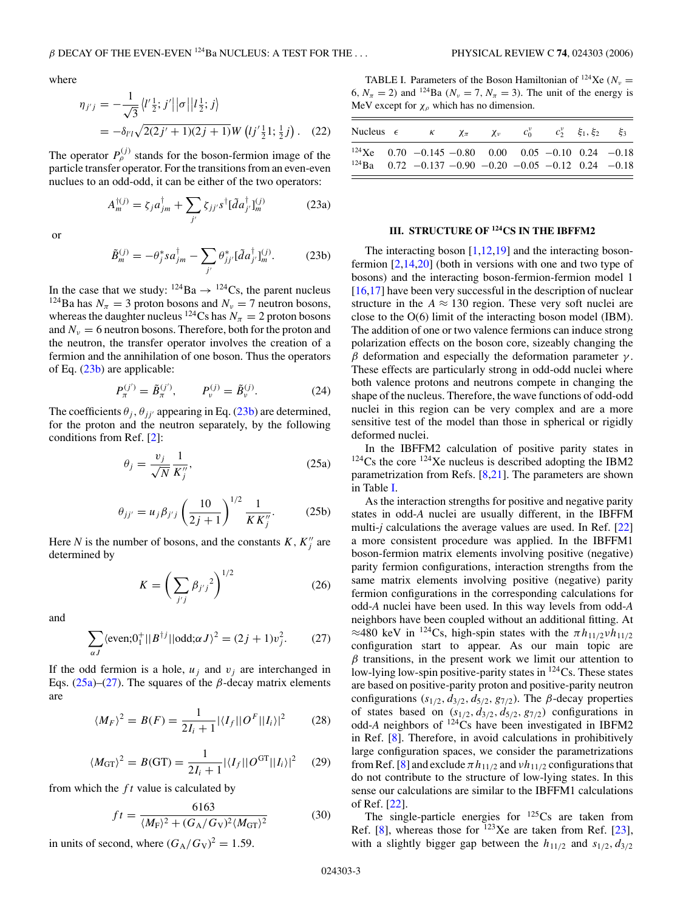where

$$\eta_{j'j} = -\frac{1}{\sqrt{3}} \left\langle l'\tfrac{1}{2}; j' \middle|\middle| \sigma \middle|\middle| l\tfrac{1}{2}; j \right\rangle$$
$$= -\delta_{l'l}\sqrt{2(2j'+1)(2j+1)}\, W\left(lj'\tfrac{1}{2}1; \tfrac{1}{2}j\right). \quad (22)$$

The operator $P_{\rho}^{(j)}$ stands for the boson-fermion image of the particle transfer operator. For the transitions from an even-even nuclues to an odd-odd, it can be either of the two operators:

$$A_m^{\dagger(j)} = \zeta_j a_{jm}^{\dagger} + \sum_{j'} \zeta_{jj'} s^{\dagger}[\tilde{d} a_{j'}^{\dagger}]_m^{(j)} \quad (23a)$$

or

$$\tilde{B}_m^{(j)} = -\theta_j^* s a_{jm}^{\dagger} - \sum_{j'} \theta_{jj'}^* [\tilde{d} a_{j'}^{\dagger}]_m^{(j)}. \quad (23b)$$

In the case that we study: $^{124}$Ba $\rightarrow$ $^{124}$Cs, the parent nucleus $^{124}$Ba has $N_\pi = 3$ proton bosons and $N_\nu = 7$ neutron bosons, whereas the daughter nucleus $^{124}$Cs has $N_\pi = 2$ proton bosons and $N_\nu = 6$ neutron bosons. Therefore, both for the proton and the neutron, the transfer operator involves the creation of a fermion and the annihilation of one boson. Thus the operators of Eq. (23b) are applicable:

$$P_{\pi}^{(j')} = \tilde{B}_{\pi}^{(j')}, \qquad P_{\nu}^{(j)} = \tilde{B}_{\nu}^{(j)}. \quad (24)$$

The coefficients $\theta_j, \theta_{jj'}$ appearing in Eq. (23b) are determined, for the proton and the neutron separately, by the following conditions from Ref. [2]:

$$\theta_j = \frac{v_j}{\sqrt{N}} \frac{1}{K_j''}, \quad (25a)$$

$$\theta_{jj'} = u_j \beta_{j'j} \left(\frac{10}{2j+1}\right)^{1/2} \frac{1}{K K_j''}. \quad (25b)$$

Here $N$ is the number of bosons, and the constants $K, K_j''$ are determined by

$$K = \left(\sum_{j'j} {\beta_{j'j}}^2\right)^{1/2} \quad (26)$$

and

$$\sum_{\alpha J} \langle \text{even}; 0_1^+ || B^{\dagger j} || \text{odd}; \alpha J \rangle^2 = (2j+1) v_j^2. \quad (27)$$

If the odd fermion is a hole, $u_j$ and $v_j$ are interchanged in Eqs. (25a)–(27). The squares of the $\beta$-decay matrix elements are

$$\langle M_F \rangle^2 = B(F) = \frac{1}{2I_i+1} |\langle I_f || O^F || I_i \rangle|^2 \quad (28)$$

$$\langle M_{\rm GT} \rangle^2 = B({\rm GT}) = \frac{1}{2I_i+1} |\langle I_f || O^{\rm GT} || I_i \rangle|^2 \quad (29)$$

from which the $ft$ value is calculated by

$$ft = \frac{6163}{\langle M_{\rm F} \rangle^2 + (G_{\rm A}/G_{\rm V})^2 \langle M_{\rm GT} \rangle^2} \quad (30)$$

in units of second, where $(G_{\rm A}/G_{\rm V})^2 = 1.59$.

TABLE I. Parameters of the Boson Hamiltonian of $^{124}$Xe ($N_\nu = 6$, $N_\pi = 2$) and $^{124}$Ba ($N_\nu = 7$, $N_\pi = 3$). The unit of the energy is MeV except for $\chi_\rho$ which has no dimension.

| Nucleus | $\epsilon$ | $\kappa$ | $\chi_\pi$ | $\chi_\nu$ | $c_0^\nu$ | $c_2^\nu$ | $\xi_1, \xi_2$ | $\xi_3$ |
|---|---|---|---|---|---|---|---|---|
| $^{124}$Xe | 0.70 | −0.145 | −0.80 | 0.00 | 0.05 | −0.10 | 0.24 | −0.18 |
| $^{124}$Ba | 0.72 | −0.137 | −0.90 | −0.20 | −0.05 | −0.12 | 0.24 | −0.18 |

## III. STRUCTURE OF $^{124}$CS IN THE IBFFM2

The interacting boson [1,12,19] and the interacting boson-fermion [2,14,20] (both in versions with one and two type of bosons) and the interacting boson-fermion-fermion model 1 [16,17] have been very successful in the description of nuclear structure in the $A \approx 130$ region. These very soft nuclei are close to the O(6) limit of the interacting boson model (IBM). The addition of one or two valence fermions can induce strong polarization effects on the boson core, sizeably changing the $\beta$ deformation and especially the deformation parameter $\gamma$. These effects are particularly strong in odd-odd nuclei where both valence protons and neutrons compete in changing the shape of the nucleus. Therefore, the wave functions of odd-odd nuclei in this region can be very complex and are a more sensitive test of the model than those in spherical or rigidly deformed nuclei.

In the IBFFM2 calculation of positive parity states in $^{124}$Cs the core $^{124}$Xe nucleus is described adopting the IBM2 parametrization from Refs. [8,21]. The parameters are shown in Table I.

As the interaction strengths for positive and negative parity states in odd-$A$ nuclei are usually different, in the IBFFM multi-$j$ calculations the average values are used. In Ref. [22] a more consistent procedure was applied. In the IBFFM1 boson-fermion matrix elements involving positive (negative) parity fermion configurations, interaction strengths from the same matrix elements involving positive (negative) parity fermion configurations in the corresponding calculations for odd-$A$ nuclei have been used. In this way levels from odd-$A$ neighbors have been coupled without an additional fitting. At $\approx$480 keV in $^{124}$Cs, high-spin states with the $\pi h_{11/2} \nu h_{11/2}$ configuration start to appear. As our main topic are $\beta$ transitions, in the present work we limit our attention to low-lying low-spin positive-parity states in $^{124}$Cs. These states are based on positive-parity proton and positive-parity neutron configurations ($s_{1/2}, d_{3/2}, d_{5/2}, g_{7/2}$). The $\beta$-decay properties of states based on ($s_{1/2}, d_{3/2}, d_{5/2}, g_{7/2}$) configurations in odd-$A$ neighbors of $^{124}$Cs have been investigated in IBFM2 in Ref. [8]. Therefore, in avoid calculations in prohibitively large configuration spaces, we consider the parametrizations from Ref. [8] and exclude $\pi h_{11/2}$ and $\nu h_{11/2}$ configurations that do not contribute to the structure of low-lying states. In this sense our calculations are similar to the IBFFM1 calculations of Ref. [22].

The single-particle energies for $^{125}$Cs are taken from Ref. [8], whereas those for $^{123}$Xe are taken from Ref. [23], with a slightly bigger gap between the $h_{11/2}$ and $s_{1/2}, d_{3/2}$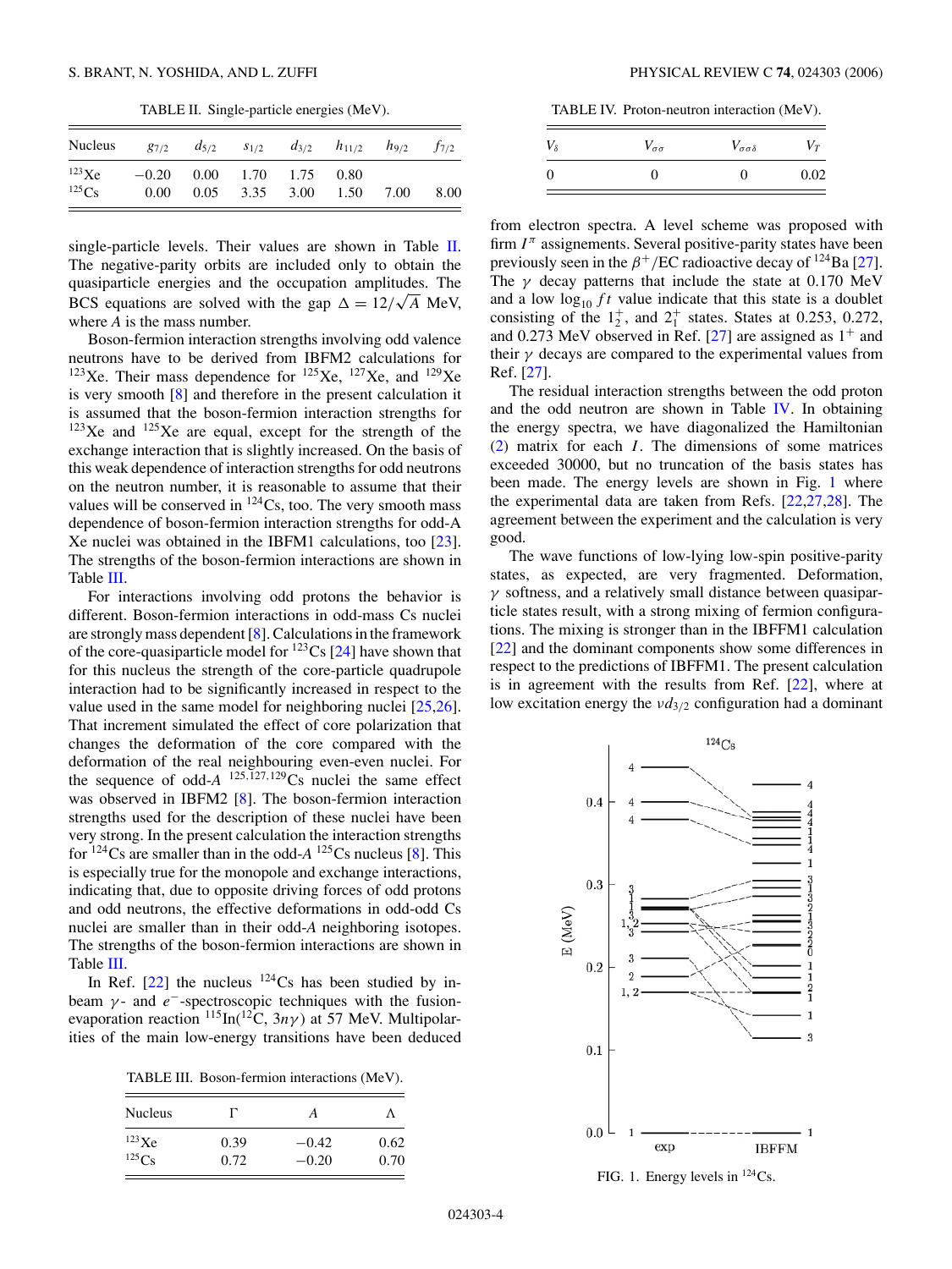TABLE II. Single-particle energies (MeV).

| Nucleus | $g_{7/2}$ | $d_{5/2}$ | $s_{1/2}$ | $d_{3/2}$ | $h_{11/2}$ | $h_{9/2}$ | $f_{7/2}$ |
|---|---|---|---|---|---|---|---|
| $^{123}$Xe | −0.20 | 0.00 | 1.70 | 1.75 | 0.80 | | |
| $^{125}$Cs | 0.00 | 0.05 | 3.35 | 3.00 | 1.50 | 7.00 | 8.00 |

single-particle levels. Their values are shown in Table II. The negative-parity orbits are included only to obtain the quasiparticle energies and the occupation amplitudes. The BCS equations are solved with the gap $\Delta = 12/\sqrt{A}$ MeV, where $A$ is the mass number.

Boson-fermion interaction strengths involving odd valence neutrons have to be derived from IBFM2 calculations for $^{123}$Xe. Their mass dependence for $^{125}$Xe, $^{127}$Xe, and $^{129}$Xe is very smooth [8] and therefore in the present calculation it is assumed that the boson-fermion interaction strengths for $^{123}$Xe and $^{125}$Xe are equal, except for the strength of the exchange interaction that is slightly increased. On the basis of this weak dependence of interaction strengths for odd neutrons on the neutron number, it is reasonable to assume that their values will be conserved in $^{124}$Cs, too. The very smooth mass dependence of boson-fermion interaction strengths for odd-A Xe nuclei was obtained in the IBFM1 calculations, too [23]. The strengths of the boson-fermion interactions are shown in Table III.

For interactions involving odd protons the behavior is different. Boson-fermion interactions in odd-mass Cs nuclei are strongly mass dependent [8]. Calculations in the framework of the core-quasiparticle model for $^{123}$Cs [24] have shown that for this nucleus the strength of the core-particle quadrupole interaction had to be significantly increased in respect to the value used in the same model for neighboring nuclei [25,26]. That increment simulated the effect of core polarization that changes the deformation of the core compared with the deformation of the real neighbouring even-even nuclei. For the sequence of odd-A $^{125,127,129}$Cs nuclei the same effect was observed in IBFM2 [8]. The boson-fermion interaction strengths used for the description of these nuclei have been very strong. In the present calculation the interaction strengths for $^{124}$Cs are smaller than in the odd-A $^{125}$Cs nucleus [8]. This is especially true for the monopole and exchange interactions, indicating that, due to opposite driving forces of odd protons and odd neutrons, the effective deformations in odd-odd Cs nuclei are smaller than in their odd-A neighboring isotopes. The strengths of the boson-fermion interactions are shown in Table III.

In Ref. [22] the nucleus $^{124}$Cs has been studied by in-beam $\gamma$- and $e^-$-spectroscopic techniques with the fusion-evaporation reaction $^{115}$In($^{12}$C, $3n\gamma$) at 57 MeV. Multipolarities of the main low-energy transitions have been deduced

TABLE III. Boson-fermion interactions (MeV).

| Nucleus | $\Gamma$ | $A$ | $\Lambda$ |
|---|---|---|---|
| $^{123}$Xe | 0.39 | −0.42 | 0.62 |
| $^{125}$Cs | 0.72 | −0.20 | 0.70 |

TABLE IV. Proton-neutron interaction (MeV).

| $V_\delta$ | $V_{\sigma\sigma}$ | $V_{\sigma\sigma\delta}$ | $V_T$ |
|---|---|---|---|
| 0 | 0 | 0 | 0.02 |

from electron spectra. A level scheme was proposed with firm $I^\pi$ assignements. Several positive-parity states have been previously seen in the $\beta^+$/EC radioactive decay of $^{124}$Ba [27]. The $\gamma$ decay patterns that include the state at 0.170 MeV and a low $\log_{10} ft$ value indicate that this state is a doublet consisting of the $1_2^+$, and $2_1^+$ states. States at 0.253, 0.272, and 0.273 MeV observed in Ref. [27] are assigned as $1^+$ and their $\gamma$ decays are compared to the experimental values from Ref. [27].

The residual interaction strengths between the odd proton and the odd neutron are shown in Table IV. In obtaining the energy spectra, we have diagonalized the Hamiltonian (2) matrix for each $I$. The dimensions of some matrices exceeded 30000, but no truncation of the basis states has been made. The energy levels are shown in Fig. 1 where the experimental data are taken from Refs. [22,27,28]. The agreement between the experiment and the calculation is very good.

The wave functions of low-lying low-spin positive-parity states, as expected, are very fragmented. Deformation, $\gamma$ softness, and a relatively small distance between quasiparticle states result, with a strong mixing of fermion configurations. The mixing is stronger than in the IBFFM1 calculation [22] and the dominant components show some differences in respect to the predictions of IBFFM1. The present calculation is in agreement with the results from Ref. [22], where at low excitation energy the $\nu d_{3/2}$ configuration had a dominant

FIG. 1. Energy levels in $^{124}$Cs.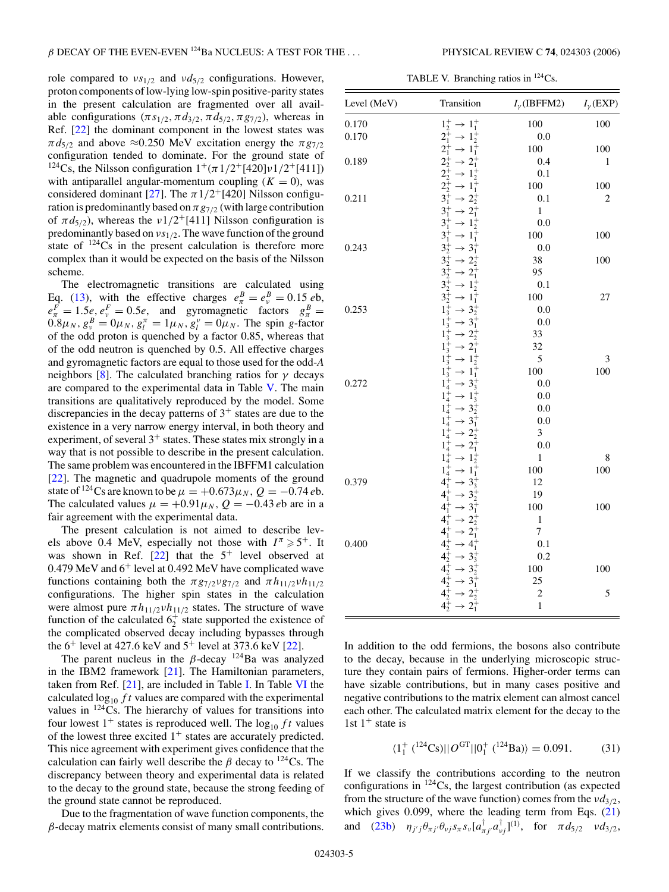role compared to $\nu s_{1/2}$ and $\nu d_{5/2}$ configurations. However, proton components of low-lying low-spin positive-parity states in the present calculation are fragmented over all available configurations ($\pi s_{1/2}, \pi d_{3/2}, \pi d_{5/2}, \pi g_{7/2}$), whereas in Ref. [22] the dominant component in the lowest states was $\pi d_{5/2}$ and above ≈0.250 MeV excitation energy the $\pi g_{7/2}$ configuration tended to dominate. For the ground state of $^{124}$Cs, the Nilsson configuration $1^+(\pi 1/2^+[420]\nu 1/2^+[411])$ with antiparallel angular-momentum coupling ($K = 0$), was considered dominant [27]. The $\pi 1/2^+[420]$ Nilsson configuration is predominantly based on $\pi g_{7/2}$ (with large contribution of $\pi d_{5/2}$), whereas the $\nu 1/2^+[411]$ Nilsson configuration is predominantly based on $\nu s_{1/2}$. The wave function of the ground state of $^{124}$Cs in the present calculation is therefore more complex than it would be expected on the basis of the Nilsson scheme.

The electromagnetic transitions are calculated using Eq. (13), with the effective charges $e^B_\pi = e^B_\nu = 0.15\,e$b, $e^F_\pi = 1.5e$, $e^F_\nu = 0.5e$, and gyromagnetic factors $g^B_\pi = 0.8\mu_N$, $g^B_\nu = 0\mu_N$, $g^\pi_l = 1\mu_N$, $g^\nu_l = 0\mu_N$. The spin $g$-factor of the odd proton is quenched by a factor 0.85, whereas that of the odd neutron is quenched by 0.5. All effective charges and gyromagnetic factors are equal to those used for the odd-$A$ neighbors [8]. The calculated branching ratios for $\gamma$ decays are compared to the experimental data in Table V. The main transitions are qualitatively reproduced by the model. Some discrepancies in the decay patterns of $3^+$ states are due to the existence in a very narrow energy interval, in both theory and experiment, of several $3^+$ states. These states mix strongly in a way that is not possible to describe in the present calculation. The same problem was encountered in the IBFFM1 calculation [22]. The magnetic and quadrupole moments of the ground state of $^{124}$Cs are known to be $\mu = +0.673\mu_N$, $Q = -0.74\,e$b. The calculated values $\mu = +0.91\mu_N$, $Q = -0.43\,e$b are in a fair agreement with the experimental data.

The present calculation is not aimed to describe levels above 0.4 MeV, especially not those with $I^\pi \geqslant 5^+$. It was shown in Ref. [22] that the $5^+$ level observed at 0.479 MeV and $6^+$ level at 0.492 MeV have complicated wave functions containing both the $\pi g_{7/2}\nu g_{7/2}$ and $\pi h_{11/2}\nu h_{11/2}$ configurations. The higher spin states in the calculation were almost pure $\pi h_{11/2}\nu h_{11/2}$ states. The structure of wave function of the calculated $6^+_2$ state supported the existence of the complicated observed decay including bypasses through the $6^+$ level at 427.6 keV and $5^+$ level at 373.6 keV [22].

The parent nucleus in the $\beta$-decay $^{124}$Ba was analyzed in the IBM2 framework [21]. The Hamiltonian parameters, taken from Ref. [21], are included in Table I. In Table VI the calculated $\log_{10} ft$ values are compared with the experimental values in $^{124}$Cs. The hierarchy of values for transitions into four lowest $1^+$ states is reproduced well. The $\log_{10} ft$ values of the lowest three excited $1^+$ states are accurately predicted. This nice agreement with experiment gives confidence that the calculation can fairly well describe the $\beta$ decay to $^{124}$Cs. The discrepancy between theory and experimental data is related to the decay to the ground state, because the strong feeding of the ground state cannot be reproduced.

Due to the fragmentation of wave function components, the $\beta$-decay matrix elements consist of many small contributions.

TABLE V. Branching ratios in $^{124}$Cs.

| Level (MeV) | Transition | $I_\gamma$(IBFFM2) | $I_\gamma$(EXP) |
|---|---|---|---|
| 0.170 | $1^+_2 \to 1^+_1$ | 100 | 100 |
| 0.170 | $2^+_1 \to 1^+_2$ | 0.0 | |
| | $2^+_1 \to 1^+_1$ | 100 | 100 |
| 0.189 | $2^+_2 \to 2^+_1$ | 0.4 | 1 |
| | $2^+_2 \to 1^+_2$ | 0.1 | |
| | $2^+_2 \to 1^+_1$ | 100 | 100 |
| 0.211 | $3^+_1 \to 2^+_2$ | 0.1 | 2 |
| | $3^+_1 \to 2^+_1$ | 1 | |
| | $3^+_1 \to 1^+_2$ | 0.0 | |
| | $3^+_1 \to 1^+_1$ | 100 | 100 |
| 0.243 | $3^+_2 \to 3^+_1$ | 0.0 | |
| | $3^+_2 \to 2^+_2$ | 38 | 100 |
| | $3^+_2 \to 2^+_1$ | 95 | |
| | $3^+_2 \to 1^+_2$ | 0.1 | |
| | $3^+_2 \to 1^+_1$ | 100 | 27 |
| 0.253 | $1^+_3 \to 3^+_2$ | 0.0 | |
| | $1^+_3 \to 3^+_1$ | 0.0 | |
| | $1^+_3 \to 2^+_2$ | 33 | |
| | $1^+_3 \to 2^+_1$ | 32 | |
| | $1^+_3 \to 1^+_2$ | 5 | 3 |
| | $1^+_3 \to 1^+_1$ | 100 | 100 |
| 0.272 | $1^+_4 \to 3^+_3$ | 0.0 | |
| | $1^+_4 \to 1^+_3$ | 0.0 | |
| | $1^+_4 \to 3^+_2$ | 0.0 | |
| | $1^+_4 \to 3^+_1$ | 0.0 | |
| | $1^+_4 \to 2^+_2$ | 3 | |
| | $1^+_4 \to 2^+_1$ | 0.0 | |
| | $1^+_4 \to 1^+_2$ | 1 | 8 |
| | $1^+_4 \to 1^+_1$ | 100 | 100 |
| 0.379 | $4^+_1 \to 3^+_3$ | 12 | |
| | $4^+_1 \to 3^+_2$ | 19 | |
| | $4^+_1 \to 3^+_1$ | 100 | 100 |
| | $4^+_1 \to 2^+_2$ | 1 | |
| | $4^+_1 \to 2^+_1$ | 7 | |
| 0.400 | $4^+_2 \to 4^+_1$ | 0.1 | |
| | $4^+_2 \to 3^+_3$ | 0.2 | |
| | $4^+_2 \to 3^+_2$ | 100 | 100 |
| | $4^+_2 \to 3^+_1$ | 25 | |
| | $4^+_2 \to 2^+_2$ | 2 | 5 |
| | $4^+_2 \to 2^+_1$ | 1 | |

In addition to the odd fermions, the bosons also contribute to the decay, because in the underlying microscopic structure they contain pairs of fermions. Higher-order terms can have sizable contributions, but in many cases positive and negative contributions to the matrix element can almost cancel each other. The calculated matrix element for the decay to the 1st $1^+$ state is

$$\langle 1^+_1\ (^{124}\mathrm{Cs})||O^{\mathrm{GT}}||0^+_1\ (^{124}\mathrm{Ba})\rangle = 0.091. \tag{31}$$

If we classify the contributions according to the neutron configurations in $^{124}$Cs, the largest contribution (as expected from the structure of the wave function) comes from the $\nu d_{3/2}$, which gives 0.099, where the leading term from Eqs. (21) and (23b) $\eta_{j'j}\theta_{\pi j'}\theta_{\nu j}s_\pi s_\nu[a^\dagger_{\pi j'}a^\dagger_{\nu j}]^{(1)}$, for $\pi d_{5/2}$ $\nu d_{3/2}$,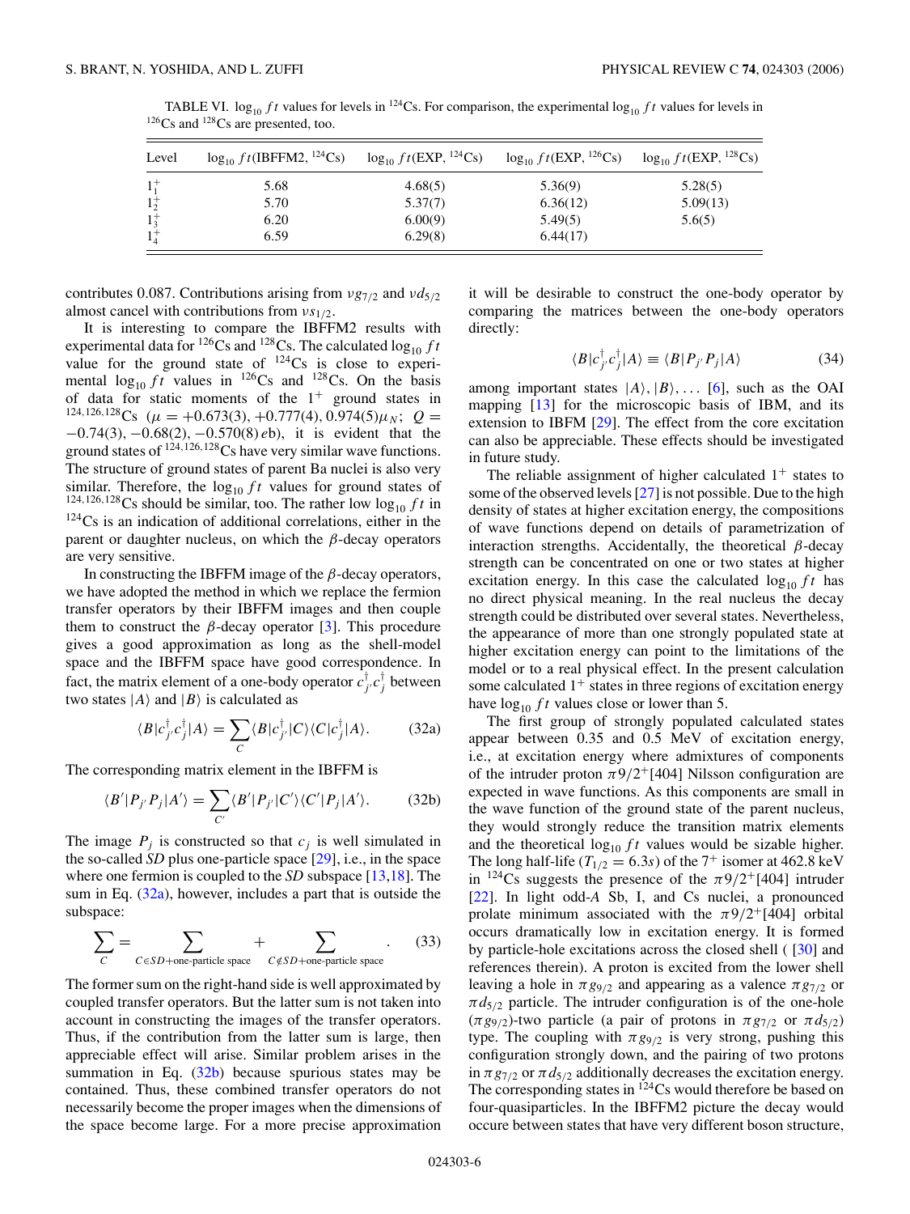TABLE VI. $\log_{10} ft$ values for levels in $^{124}$Cs. For comparison, the experimental $\log_{10} ft$ values for levels in $^{126}$Cs and $^{128}$Cs are presented, too.

| Level | $\log_{10} ft$(IBFFM2, $^{124}$Cs) | $\log_{10} ft$(EXP, $^{124}$Cs) | $\log_{10} ft$(EXP, $^{126}$Cs) | $\log_{10} ft$(EXP, $^{128}$Cs) |
|---|---|---|---|---|
| $1_1^+$ | 5.68 | 4.68(5) | 5.36(9) | 5.28(5) |
| $1_2^+$ | 5.70 | 5.37(7) | 6.36(12) | 5.09(13) |
| $1_3^+$ | 6.20 | 6.00(9) | 5.49(5) | 5.6(5) |
| $1_4^+$ | 6.59 | 6.29(8) | 6.44(17) | |

contributes 0.087. Contributions arising from $\nu g_{7/2}$ and $\nu d_{5/2}$ almost cancel with contributions from $\nu s_{1/2}$.

It is interesting to compare the IBFFM2 results with experimental data for $^{126}$Cs and $^{128}$Cs. The calculated $\log_{10} ft$ value for the ground state of $^{124}$Cs is close to experimental $\log_{10} ft$ values in $^{126}$Cs and $^{128}$Cs. On the basis of data for static moments of the $1^+$ ground states in $^{124,126,128}$Cs ($\mu = +0.673(3), +0.777(4), 0.974(5)\mu_N$; $Q = -0.74(3), -0.68(2), -0.570(8)\,e$b), it is evident that the ground states of $^{124,126,128}$Cs have very similar wave functions. The structure of ground states of parent Ba nuclei is also very similar. Therefore, the $\log_{10} ft$ values for ground states of $^{124,126,128}$Cs should be similar, too. The rather low $\log_{10} ft$ in $^{124}$Cs is an indication of additional correlations, either in the parent or daughter nucleus, on which the $\beta$-decay operators are very sensitive.

In constructing the IBFFM image of the $\beta$-decay operators, we have adopted the method in which we replace the fermion transfer operators by their IBFFM images and then couple them to construct the $\beta$-decay operator [3]. This procedure gives a good approximation as long as the shell-model space and the IBFFM space have good correspondence. In fact, the matrix element of a one-body operator $c_{j'}^\dagger c_j^\dagger$ between two states $|A\rangle$ and $|B\rangle$ is calculated as

$$\langle B|c_{j'}^\dagger c_j^\dagger|A\rangle = \sum_C \langle B|c_{j'}^\dagger|C\rangle\langle C|c_j^\dagger|A\rangle. \qquad (32a)$$

The corresponding matrix element in the IBFFM is

$$\langle B'|P_{j'}P_j|A'\rangle = \sum_{C'} \langle B'|P_{j'}|C'\rangle\langle C'|P_j|A'\rangle. \qquad (32b)$$

The image $P_j$ is constructed so that $c_j$ is well simulated in the so-called *SD* plus one-particle space [29], i.e., in the space where one fermion is coupled to the *SD* subspace [13,18]. The sum in Eq. (32a), however, includes a part that is outside the subspace:

$$\sum_C = \sum_{C\in SD+\text{one-particle space}} + \sum_{C\notin SD+\text{one-particle space}}. \qquad (33)$$

The former sum on the right-hand side is well approximated by coupled transfer operators. But the latter sum is not taken into account in constructing the images of the transfer operators. Thus, if the contribution from the latter sum is large, then appreciable effect will arise. Similar problem arises in the summation in Eq. (32b) because spurious states may be contained. Thus, these combined transfer operators do not necessarily become the proper images when the dimensions of the space become large. For a more precise approximation it will be desirable to construct the one-body operator by comparing the matrices between the one-body operators directly:

$$\langle B|c_{j'}^\dagger c_j^\dagger|A\rangle \equiv \langle B|P_{j'}P_j|A\rangle \qquad (34)$$

among important states $|A\rangle, |B\rangle, \ldots$ [6], such as the OAI mapping [13] for the microscopic basis of IBM, and its extension to IBFM [29]. The effect from the core excitation can also be appreciable. These effects should be investigated in future study.

The reliable assignment of higher calculated $1^+$ states to some of the observed levels [27] is not possible. Due to the high density of states at higher excitation energy, the compositions of wave functions depend on details of parametrization of interaction strengths. Accidentally, the theoretical $\beta$-decay strength can be concentrated on one or two states at higher excitation energy. In this case the calculated $\log_{10} ft$ has no direct physical meaning. In the real nucleus the decay strength could be distributed over several states. Nevertheless, the appearance of more than one strongly populated state at higher excitation energy can point to the limitations of the model or to a real physical effect. In the present calculation some calculated $1^+$ states in three regions of excitation energy have $\log_{10} ft$ values close or lower than 5.

The first group of strongly populated calculated states appear between 0.35 and 0.5 MeV of excitation energy, i.e., at excitation energy where admixtures of components of the intruder proton $\pi 9/2^+[404]$ Nilsson configuration are expected in wave functions. As this components are small in the wave function of the ground state of the parent nucleus, they would strongly reduce the transition matrix elements and the theoretical $\log_{10} ft$ values would be sizable higher. The long half-life ($T_{1/2} = 6.3s$) of the $7^+$ isomer at 462.8 keV in $^{124}$Cs suggests the presence of the $\pi 9/2^+[404]$ intruder [22]. In light odd-$A$ Sb, I, and Cs nuclei, a pronounced prolate minimum associated with the $\pi 9/2^+[404]$ orbital occurs dramatically low in excitation energy. It is formed by particle-hole excitations across the closed shell ( [30] and references therein). A proton is excited from the lower shell leaving a hole in $\pi g_{9/2}$ and appearing as a valence $\pi g_{7/2}$ or $\pi d_{5/2}$ particle. The intruder configuration is of the one-hole $(\pi g_{9/2})$-two particle (a pair of protons in $\pi g_{7/2}$ or $\pi d_{5/2}$) type. The coupling with $\pi g_{9/2}$ is very strong, pushing this configuration strongly down, and the pairing of two protons in $\pi g_{7/2}$ or $\pi d_{5/2}$ additionally decreases the excitation energy. The corresponding states in $^{124}$Cs would therefore be based on four-quasiparticles. In the IBFFM2 picture the decay would occure between states that have very different boson structure,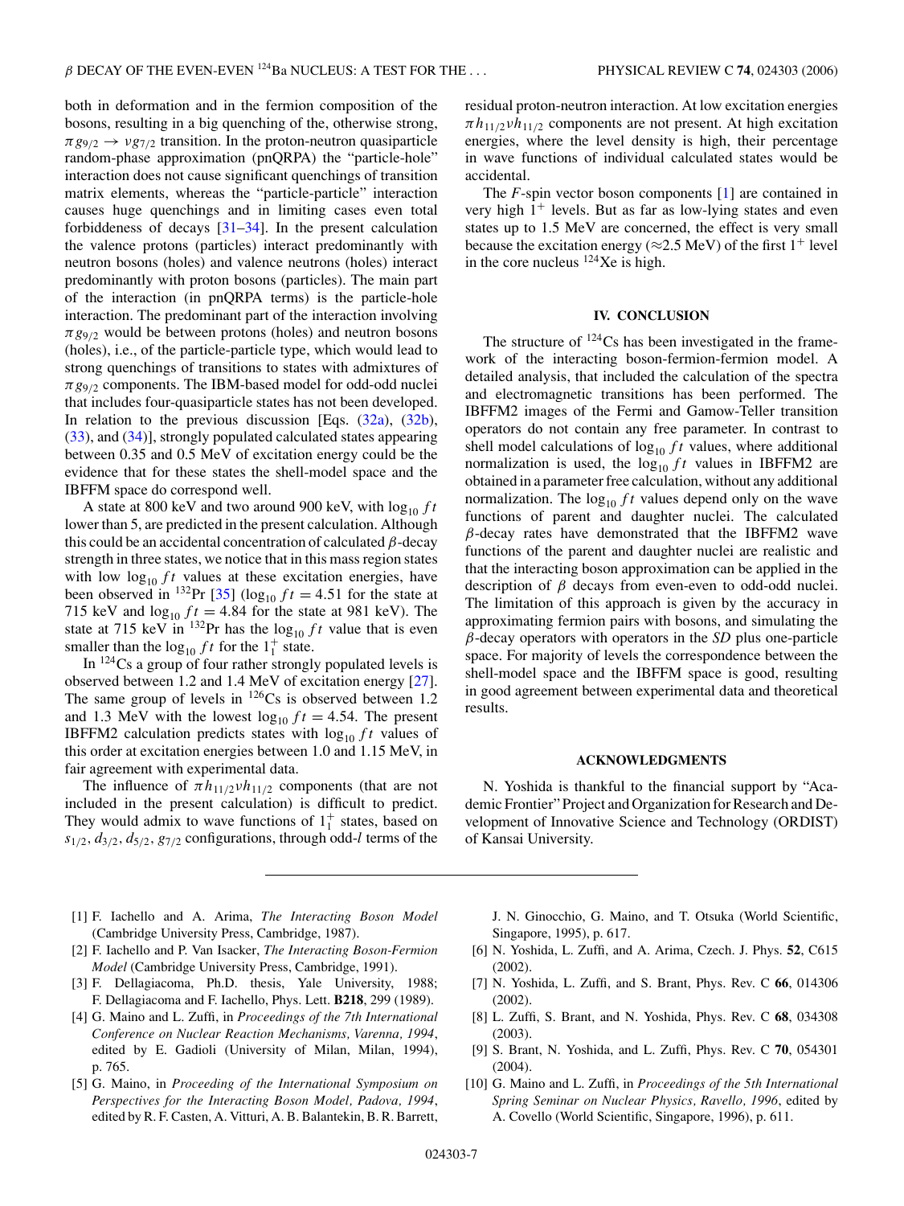both in deformation and in the fermion composition of the bosons, resulting in a big quenching of the, otherwise strong, $\pi g_{9/2} \rightarrow \nu g_{7/2}$ transition. In the proton-neutron quasiparticle random-phase approximation (pnQRPA) the "particle-hole" interaction does not cause significant quenchings of transition matrix elements, whereas the "particle-particle" interaction causes huge quenchings and in limiting cases even total forbiddeness of decays [31–34]. In the present calculation the valence protons (particles) interact predominantly with neutron bosons (holes) and valence neutrons (holes) interact predominantly with proton bosons (particles). The main part of the interaction (in pnQRPA terms) is the particle-hole interaction. The predominant part of the interaction involving $\pi g_{9/2}$ would be between protons (holes) and neutron bosons (holes), i.e., of the particle-particle type, which would lead to strong quenchings of transitions to states with admixtures of $\pi g_{9/2}$ components. The IBM-based model for odd-odd nuclei that includes four-quasiparticle states has not been developed. In relation to the previous discussion [Eqs. (32a), (32b), (33), and (34)], strongly populated calculated states appearing between 0.35 and 0.5 MeV of excitation energy could be the evidence that for these states the shell-model space and the IBFFM space do correspond well.

A state at 800 keV and two around 900 keV, with $\log_{10} ft$ lower than 5, are predicted in the present calculation. Although this could be an accidental concentration of calculated $\beta$-decay strength in three states, we notice that in this mass region states with low $\log_{10} ft$ values at these excitation energies, have been observed in $^{132}$Pr [35] ($\log_{10} ft = 4.51$ for the state at 715 keV and $\log_{10} ft = 4.84$ for the state at 981 keV). The state at 715 keV in $^{132}$Pr has the $\log_{10} ft$ value that is even smaller than the $\log_{10} ft$ for the $1_1^+$ state.

In $^{124}$Cs a group of four rather strongly populated levels is observed between 1.2 and 1.4 MeV of excitation energy [27]. The same group of levels in $^{126}$Cs is observed between 1.2 and 1.3 MeV with the lowest $\log_{10} ft = 4.54$. The present IBFFM2 calculation predicts states with $\log_{10} ft$ values of this order at excitation energies between 1.0 and 1.15 MeV, in fair agreement with experimental data.

The influence of $\pi h_{11/2} \nu h_{11/2}$ components (that are not included in the present calculation) is difficult to predict. They would admix to wave functions of $1_1^+$ states, based on $s_{1/2}, d_{3/2}, d_{5/2}, g_{7/2}$ configurations, through odd-$l$ terms of the residual proton-neutron interaction. At low excitation energies $\pi h_{11/2} \nu h_{11/2}$ components are not present. At high excitation energies, where the level density is high, their percentage in wave functions of individual calculated states would be accidental.

The *F*-spin vector boson components [1] are contained in very high $1^+$ levels. But as far as low-lying states and even states up to 1.5 MeV are concerned, the effect is very small because the excitation energy ($\approx$2.5 MeV) of the first $1^+$ level in the core nucleus $^{124}$Xe is high.

## IV. CONCLUSION

The structure of $^{124}$Cs has been investigated in the framework of the interacting boson-fermion-fermion model. A detailed analysis, that included the calculation of the spectra and electromagnetic transitions has been performed. The IBFFM2 images of the Fermi and Gamow-Teller transition operators do not contain any free parameter. In contrast to shell model calculations of $\log_{10} ft$ values, where additional normalization is used, the $\log_{10} ft$ values in IBFFM2 are obtained in a parameter free calculation, without any additional normalization. The $\log_{10} ft$ values depend only on the wave functions of parent and daughter nuclei. The calculated $\beta$-decay rates have demonstrated that the IBFFM2 wave functions of the parent and daughter nuclei are realistic and that the interacting boson approximation can be applied in the description of $\beta$ decays from even-even to odd-odd nuclei. The limitation of this approach is given by the accuracy in approximating fermion pairs with bosons, and simulating the $\beta$-decay operators with operators in the *SD* plus one-particle space. For majority of levels the correspondence between the shell-model space and the IBFFM space is good, resulting in good agreement between experimental data and theoretical results.

## ACKNOWLEDGMENTS

N. Yoshida is thankful to the financial support by "Academic Frontier" Project and Organization for Research and Development of Innovative Science and Technology (ORDIST) of Kansai University.

---

[1] F. Iachello and A. Arima, *The Interacting Boson Model* (Cambridge University Press, Cambridge, 1987).

[2] F. Iachello and P. Van Isacker, *The Interacting Boson-Fermion Model* (Cambridge University Press, Cambridge, 1991).

[3] F. Dellagiacoma, Ph.D. thesis, Yale University, 1988; F. Dellagiacoma and F. Iachello, Phys. Lett. **B218**, 299 (1989).

[4] G. Maino and L. Zuffi, in *Proceedings of the 7th International Conference on Nuclear Reaction Mechanisms, Varenna, 1994*, edited by E. Gadioli (University of Milan, Milan, 1994), p. 765.

[5] G. Maino, in *Proceeding of the International Symposium on Perspectives for the Interacting Boson Model, Padova, 1994*, edited by R. F. Casten, A. Vitturi, A. B. Balantekin, B. R. Barrett, J. N. Ginocchio, G. Maino, and T. Otsuka (World Scientific, Singapore, 1995), p. 617.

[6] N. Yoshida, L. Zuffi, and A. Arima, Czech. J. Phys. **52**, C615 (2002).

[7] N. Yoshida, L. Zuffi, and S. Brant, Phys. Rev. C **66**, 014306 (2002).

[8] L. Zuffi, S. Brant, and N. Yoshida, Phys. Rev. C **68**, 034308 (2003).

[9] S. Brant, N. Yoshida, and L. Zuffi, Phys. Rev. C **70**, 054301 (2004).

[10] G. Maino and L. Zuffi, in *Proceedings of the 5th International Spring Seminar on Nuclear Physics, Ravello, 1996*, edited by A. Covello (World Scientific, Singapore, 1996), p. 611.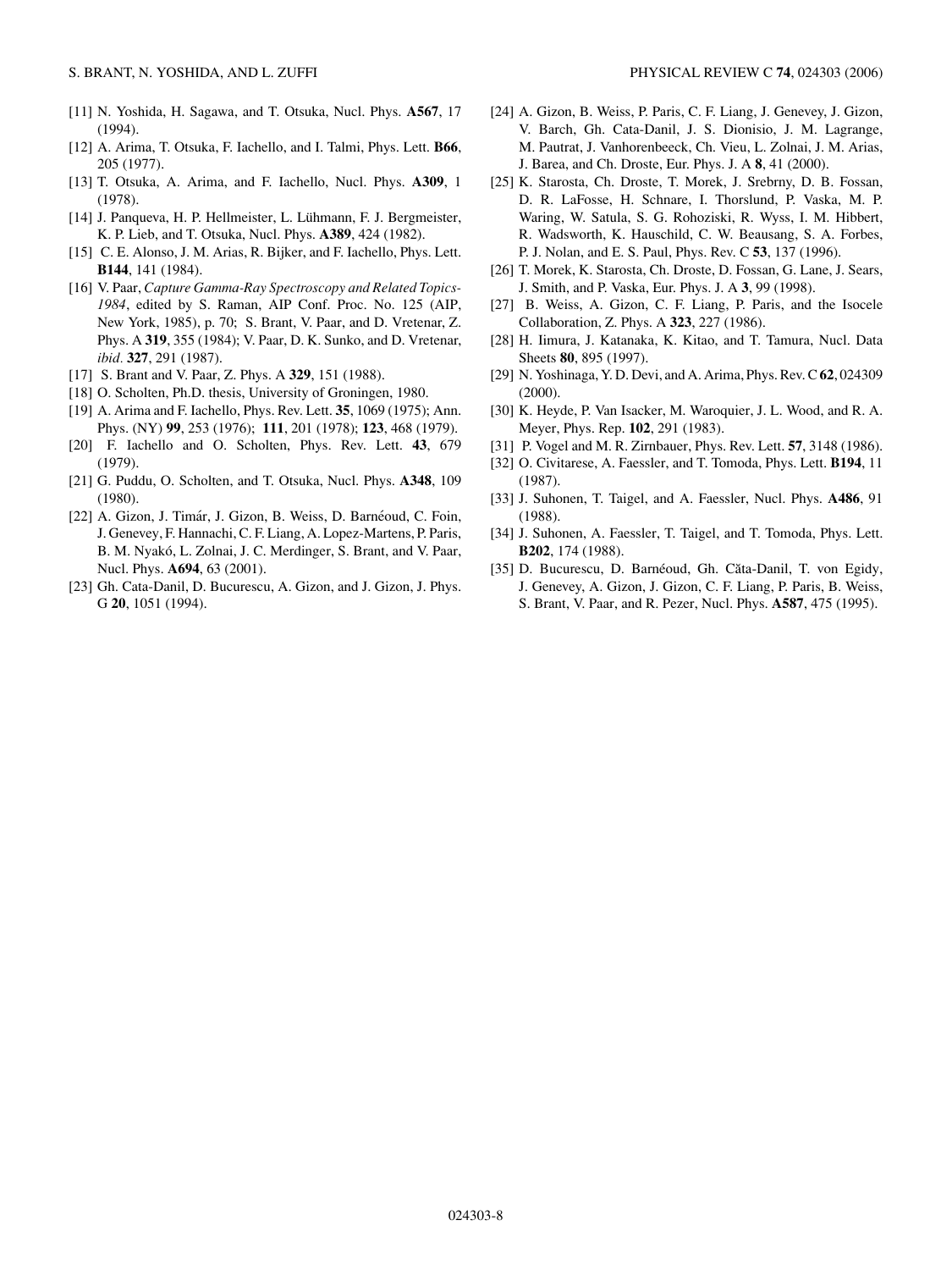[11] N. Yoshida, H. Sagawa, and T. Otsuka, Nucl. Phys. **A567**, 17 (1994).

[12] A. Arima, T. Otsuka, F. Iachello, and I. Talmi, Phys. Lett. **B66**, 205 (1977).

[13] T. Otsuka, A. Arima, and F. Iachello, Nucl. Phys. **A309**, 1 (1978).

[14] J. Panqueva, H. P. Hellmeister, L. Lühmann, F. J. Bergmeister, K. P. Lieb, and T. Otsuka, Nucl. Phys. **A389**, 424 (1982).

[15] C. E. Alonso, J. M. Arias, R. Bijker, and F. Iachello, Phys. Lett. **B144**, 141 (1984).

[16] V. Paar, *Capture Gamma-Ray Spectroscopy and Related Topics-1984*, edited by S. Raman, AIP Conf. Proc. No. 125 (AIP, New York, 1985), p. 70; S. Brant, V. Paar, and D. Vretenar, Z. Phys. A **319**, 355 (1984); V. Paar, D. K. Sunko, and D. Vretenar, *ibid*. **327**, 291 (1987).

[17] S. Brant and V. Paar, Z. Phys. A **329**, 151 (1988).

[18] O. Scholten, Ph.D. thesis, University of Groningen, 1980.

[19] A. Arima and F. Iachello, Phys. Rev. Lett. **35**, 1069 (1975); Ann. Phys. (NY) **99**, 253 (1976); **111**, 201 (1978); **123**, 468 (1979).

[20] F. Iachello and O. Scholten, Phys. Rev. Lett. **43**, 679 (1979).

[21] G. Puddu, O. Scholten, and T. Otsuka, Nucl. Phys. **A348**, 109 (1980).

[22] A. Gizon, J. Timár, J. Gizon, B. Weiss, D. Barnéoud, C. Foin, J. Genevey, F. Hannachi, C. F. Liang, A. Lopez-Martens, P. Paris, B. M. Nyakó, L. Zolnai, J. C. Merdinger, S. Brant, and V. Paar, Nucl. Phys. **A694**, 63 (2001).

[23] Gh. Cata-Danil, D. Bucurescu, A. Gizon, and J. Gizon, J. Phys. G **20**, 1051 (1994).

[24] A. Gizon, B. Weiss, P. Paris, C. F. Liang, J. Genevey, J. Gizon, V. Barch, Gh. Cata-Danil, J. S. Dionisio, J. M. Lagrange, M. Pautrat, J. Vanhorenbeeck, Ch. Vieu, L. Zolnai, J. M. Arias, J. Barea, and Ch. Droste, Eur. Phys. J. A **8**, 41 (2000).

[25] K. Starosta, Ch. Droste, T. Morek, J. Srebrny, D. B. Fossan, D. R. LaFosse, H. Schnare, I. Thorslund, P. Vaska, M. P. Waring, W. Satula, S. G. Rohoziski, R. Wyss, I. M. Hibbert, R. Wadsworth, K. Hauschild, C. W. Beausang, S. A. Forbes, P. J. Nolan, and E. S. Paul, Phys. Rev. C **53**, 137 (1996).

[26] T. Morek, K. Starosta, Ch. Droste, D. Fossan, G. Lane, J. Sears, J. Smith, and P. Vaska, Eur. Phys. J. A **3**, 99 (1998).

[27] B. Weiss, A. Gizon, C. F. Liang, P. Paris, and the Isocele Collaboration, Z. Phys. A **323**, 227 (1986).

[28] H. Iimura, J. Katanaka, K. Kitao, and T. Tamura, Nucl. Data Sheets **80**, 895 (1997).

[29] N. Yoshinaga, Y. D. Devi, and A. Arima, Phys. Rev. C **62**, 024309 (2000).

[30] K. Heyde, P. Van Isacker, M. Waroquier, J. L. Wood, and R. A. Meyer, Phys. Rep. **102**, 291 (1983).

[31] P. Vogel and M. R. Zirnbauer, Phys. Rev. Lett. **57**, 3148 (1986).

[32] O. Civitarese, A. Faessler, and T. Tomoda, Phys. Lett. **B194**, 11 (1987).

[33] J. Suhonen, T. Taigel, and A. Faessler, Nucl. Phys. **A486**, 91 (1988).

[34] J. Suhonen, A. Faessler, T. Taigel, and T. Tomoda, Phys. Lett. **B202**, 174 (1988).

[35] D. Bucurescu, D. Barnéoud, Gh. Căta-Danil, T. von Egidy, J. Genevey, A. Gizon, J. Gizon, C. F. Liang, P. Paris, B. Weiss, S. Brant, V. Paar, and R. Pezer, Nucl. Phys. **A587**, 475 (1995).